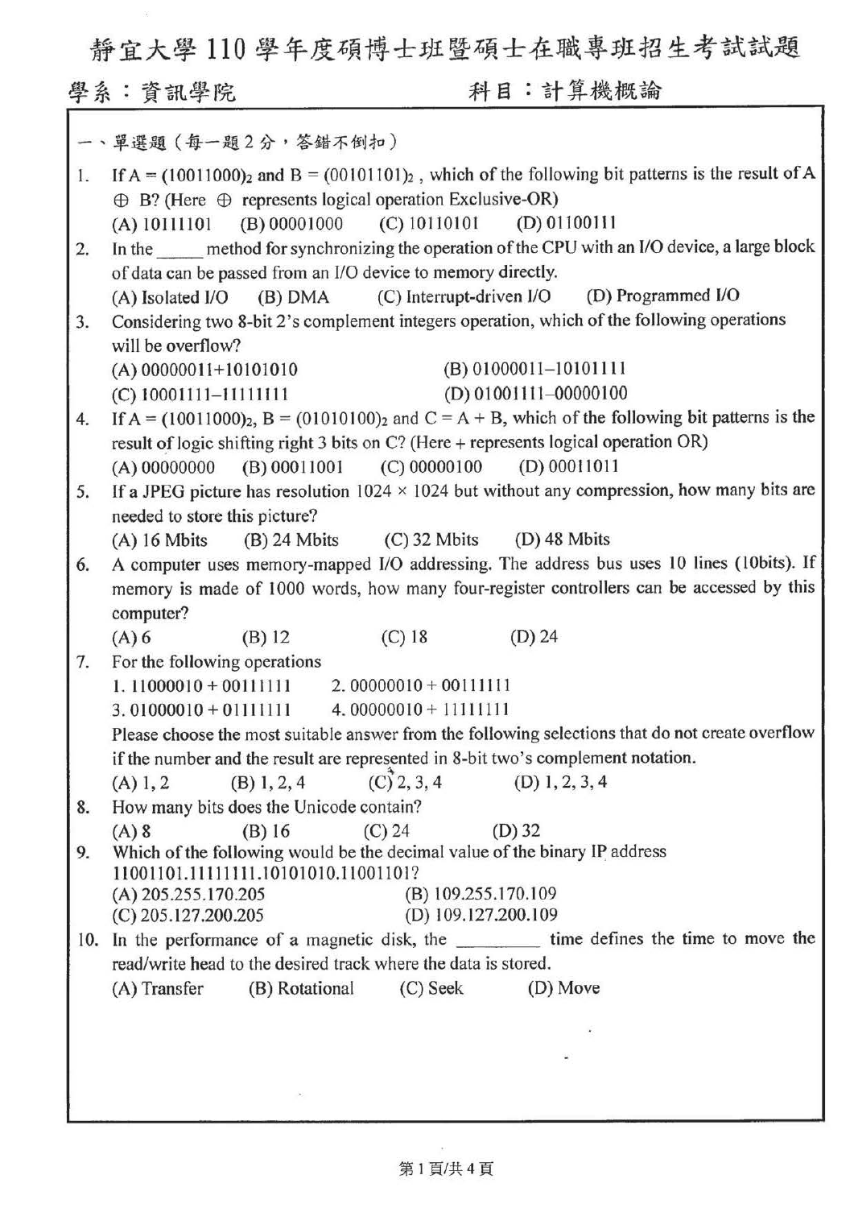# 靜宜大學 110 學年度碩博士班暨碩士在職專班招生考試試題

**學系：資訊學院** **科目：計算機概論**

一、單選題（每一題 2 分，答錯不倒扣）

1. If A = $(10011000)_2$ and B = $(00101101)_2$, which of the following bit patterns is the result of A ⊕ B? (Here ⊕ represents logical operation Exclusive-OR)
   (A) 10111101 (B) 00001000 (C) 10110101 (D) 01100111

2. In the _____ method for synchronizing the operation of the CPU with an I/O device, a large block of data can be passed from an I/O device to memory directly.
   (A) Isolated I/O (B) DMA (C) Interrupt-driven I/O (D) Programmed I/O

3. Considering two 8-bit 2's complement integers operation, which of the following operations will be overflow?
   (A) 00000011+10101010
   (B) 01000011−10101111
   (C) 10001111−11111111
   (D) 01001111−00000100

4. If A = $(10011000)_2$, B = $(01010100)_2$ and C = A + B, which of the following bit patterns is the result of logic shifting right 3 bits on C? (Here + represents logical operation OR)
   (A) 00000000 (B) 00011001 (C) 00000100 (D) 00011011

5. If a JPEG picture has resolution 1024 × 1024 but without any compression, how many bits are needed to store this picture?
   (A) 16 Mbits (B) 24 Mbits (C) 32 Mbits (D) 48 Mbits

6. A computer uses memory-mapped I/O addressing. The address bus uses 10 lines (10bits). If memory is made of 1000 words, how many four-register controllers can be accessed by this computer?
   (A) 6 (B) 12 (C) 18 (D) 24

7. For the following operations
   1. 11000010 + 00111111 2. 00000010 + 00111111
   3. 01000010 + 01111111 4. 00000010 + 11111111
   
   Please choose the most suitable answer from the following selections that do not create overflow if the number and the result are represented in 8-bit two's complement notation.
   (A) 1, 2 (B) 1, 2, 4 (C) 2, 3, 4 (D) 1, 2, 3, 4

8. How many bits does the Unicode contain?
   (A) 8 (B) 16 (C) 24 (D) 32

9. Which of the following would be the decimal value of the binary IP address 11001101.11111111.10101010.11001101?
   (A) 205.255.170.205
   (B) 109.255.170.109
   (C) 205.127.200.205
   (D) 109.127.200.109

10. In the performance of a magnetic disk, the _________ time defines the time to move the read/write head to the desired track where the data is stored.
    (A) Transfer (B) Rotational (C) Seek (D) Move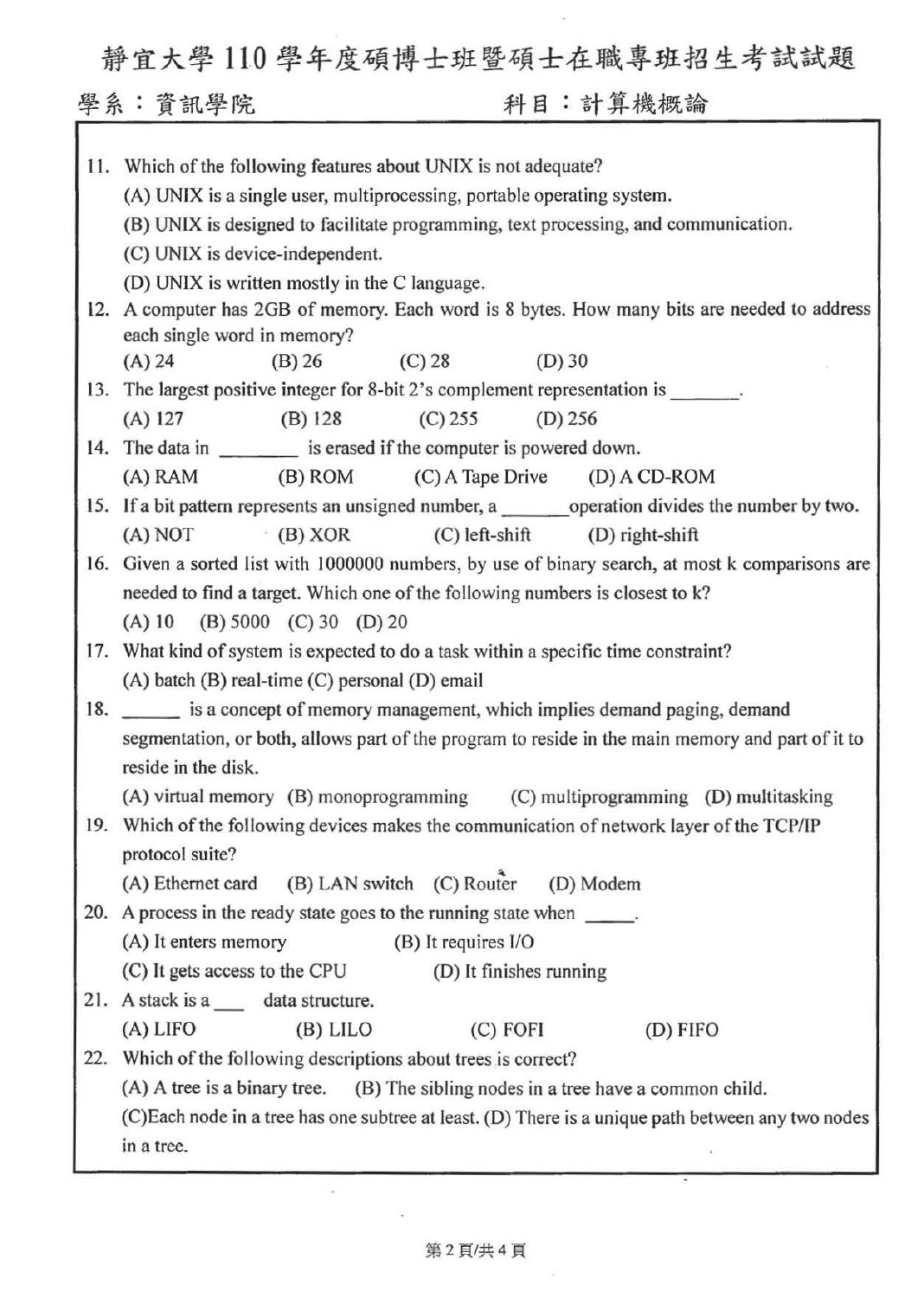# 靜宜大學 110 學年度碩博士班暨碩士在職專班招生考試試題

**學系：資訊學院** **科目：計算機概論**

11. Which of the following features about UNIX is not adequate?
    (A) UNIX is a single user, multiprocessing, portable operating system.
    (B) UNIX is designed to facilitate programming, text processing, and communication.
    (C) UNIX is device-independent.
    (D) UNIX is written mostly in the C language.

12. A computer has 2GB of memory. Each word is 8 bytes. How many bits are needed to address each single word in memory?
    (A) 24 (B) 26 (C) 28 (D) 30

13. The largest positive integer for 8-bit 2's complement representation is _______.
    (A) 127 (B) 128 (C) 255 (D) 256

14. The data in ________ is erased if the computer is powered down.
    (A) RAM (B) ROM (C) A Tape Drive (D) A CD-ROM

15. If a bit pattern represents an unsigned number, a _______operation divides the number by two.
    (A) NOT (B) XOR (C) left-shift (D) right-shift

16. Given a sorted list with 1000000 numbers, by use of binary search, at most k comparisons are needed to find a target. Which one of the following numbers is closest to k?
    (A) 10 (B) 5000 (C) 30 (D) 20

17. What kind of system is expected to do a task within a specific time constraint?
    (A) batch (B) real-time (C) personal (D) email

18. ______ is a concept of memory management, which implies demand paging, demand segmentation, or both, allows part of the program to reside in the main memory and part of it to reside in the disk.
    (A) virtual memory (B) monoprogramming (C) multiprogramming (D) multitasking

19. Which of the following devices makes the communication of network layer of the TCP/IP protocol suite?
    (A) Ethernet card (B) LAN switch (C) Router (D) Modem

20. A process in the ready state goes to the running state when _____.
    (A) It enters memory (B) It requires I/O
    (C) It gets access to the CPU (D) It finishes running

21. A stack is a ___ data structure.
    (A) LIFO (B) LILO (C) FOFI (D) FIFO

22. Which of the following descriptions about trees is correct?
    (A) A tree is a binary tree. (B) The sibling nodes in a tree have a common child.
    (C)Each node in a tree has one subtree at least. (D) There is a unique path between any two nodes in a tree.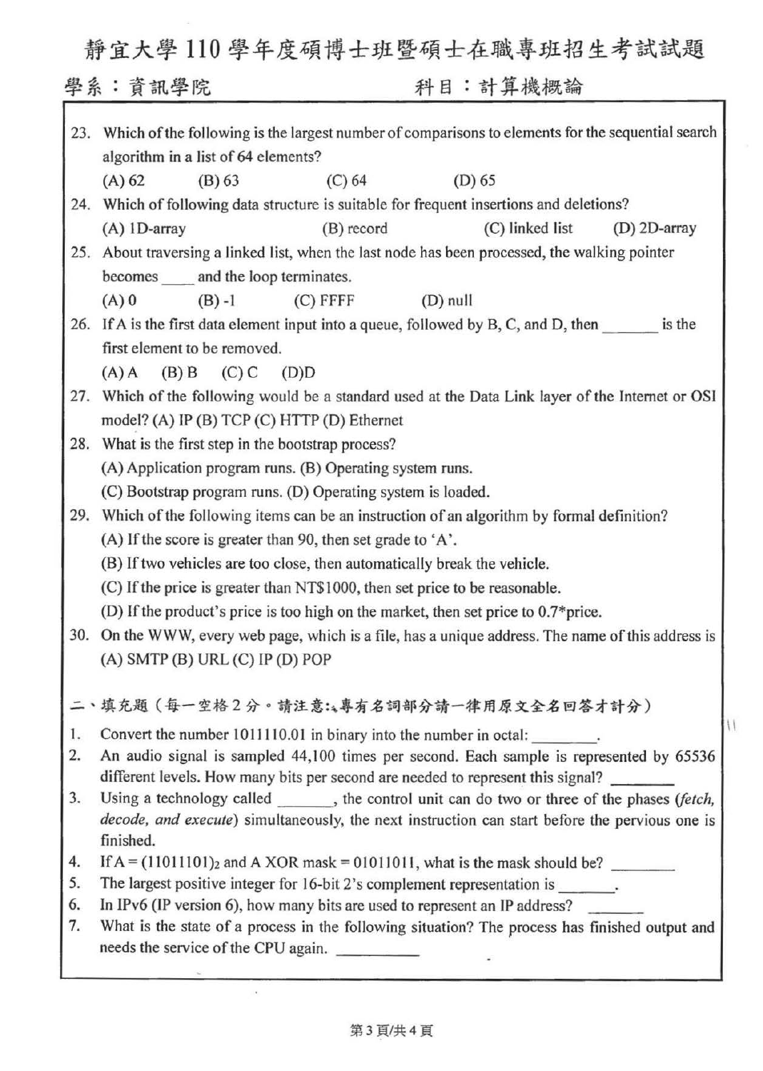# 靜宜大學 110 學年度碩博士班暨碩士在職專班招生考試試題

學系：資訊學院　　　　　　　　　　　　科目：計算機概論

23. Which of the following is the largest number of comparisons to elements for the sequential search algorithm in a list of 64 elements?
    (A) 62　(B) 63　(C) 64　(D) 65
24. Which of following data structure is suitable for frequent insertions and deletions?
    (A) 1D-array　(B) record　(C) linked list　(D) 2D-array
25. About traversing a linked list, when the last node has been processed, the walking pointer becomes ____ and the loop terminates.
    (A) 0　(B) -1　(C) FFFF　(D) null
26. If A is the first data element input into a queue, followed by B, C, and D, then _______ is the first element to be removed.
    (A) A　(B) B　(C) C　(D)D
27. Which of the following would be a standard used at the Data Link layer of the Internet or OSI model? (A) IP (B) TCP (C) HTTP (D) Ethernet
28. What is the first step in the bootstrap process?
    (A) Application program runs. (B) Operating system runs.
    (C) Bootstrap program runs. (D) Operating system is loaded.
29. Which of the following items can be an instruction of an algorithm by formal definition?
    (A) If the score is greater than 90, then set grade to 'A'.
    (B) If two vehicles are too close, then automatically break the vehicle.
    (C) If the price is greater than NT$1000, then set price to be reasonable.
    (D) If the product's price is too high on the market, then set price to 0.7*price.
30. On the WWW, every web page, which is a file, has a unique address. The name of this address is
    (A) SMTP (B) URL (C) IP (D) POP

## 二、填充題（每一空格 2 分。請注意：專有名詞部分請一律用原文全名回答才計分）

1. Convert the number 1011110.01 in binary into the number in octal: ________.
2. An audio signal is sampled 44,100 times per second. Each sample is represented by 65536 different levels. How many bits per second are needed to represent this signal? ________
3. Using a technology called _______, the control unit can do two or three of the phases (*fetch, decode, and execute*) simultaneously, the next instruction can start before the pervious one is finished.
4. If A = $(11011101)_2$ and A XOR mask = 01011011, what is the mask should be? ________
5. The largest positive integer for 16-bit 2's complement representation is _______.
6. In IPv6 (IP version 6), how many bits are used to represent an IP address? _______
7. What is the state of a process in the following situation? The process has finished output and needs the service of the CPU again. __________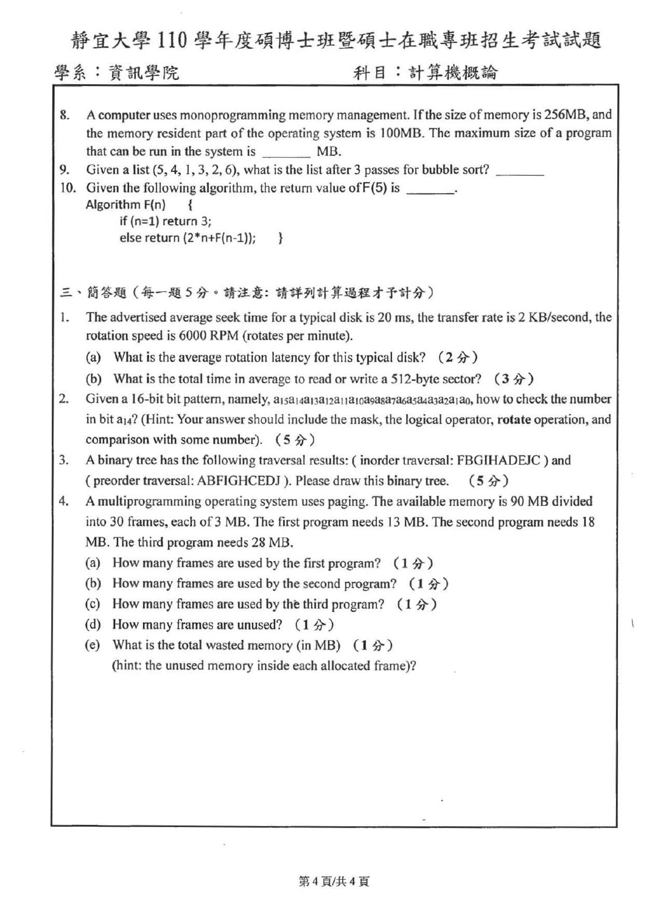靜宜大學 110 學年度碩博士班暨碩士在職專班招生考試試題

學系：資訊學院　　　　　　　　　　科目：計算機概論

8. A computer uses monoprogramming memory management. If the size of memory is 256MB, and the memory resident part of the operating system is 100MB. The maximum size of a program that can be run in the system is _______ MB.
9. Given a list (5, 4, 1, 3, 2, 6), what is the list after 3 passes for bubble sort? _______
10. Given the following algorithm, the return value of F(5) is _______.

```
Algorithm F(n)    {
        if (n=1) return 3;
        else return (2*n+F(n-1));    }
```

三、簡答題（每一題 5 分。請注意：請詳列計算過程才予計分）

1. The advertised average seek time for a typical disk is 20 ms, the transfer rate is 2 KB/second, the rotation speed is 6000 RPM (rotates per minute).
   (a) What is the average rotation latency for this typical disk? （2 分）
   (b) What is the total time in average to read or write a 512-byte sector? （3 分）
2. Given a 16-bit bit pattern, namely, $a_{15}a_{14}a_{13}a_{12}a_{11}a_{10}a_9a_8a_7a_6a_5a_4a_3a_2a_1a_0$, how to check the number in bit $a_{14}$? (Hint: Your answer should include the mask, the logical operator, **rotate** operation, and comparison with some number). （5 分）
3. A binary tree has the following traversal results: ( inorder traversal: FBGIHADEJC ) and ( preorder traversal: ABFIGHCEDJ ). Please draw this binary tree. （5 分）
4. A multiprogramming operating system uses paging. The available memory is 90 MB divided into 30 frames, each of 3 MB. The first program needs 13 MB. The second program needs 18 MB. The third program needs 28 MB.
   (a) How many frames are used by the first program? （1 分）
   (b) How many frames are used by the second program? （1 分）
   (c) How many frames are used by the third program? （1 分）
   (d) How many frames are unused? （1 分）
   (e) What is the total wasted memory (in MB) （1 分）
   (hint: the unused memory inside each allocated frame)?